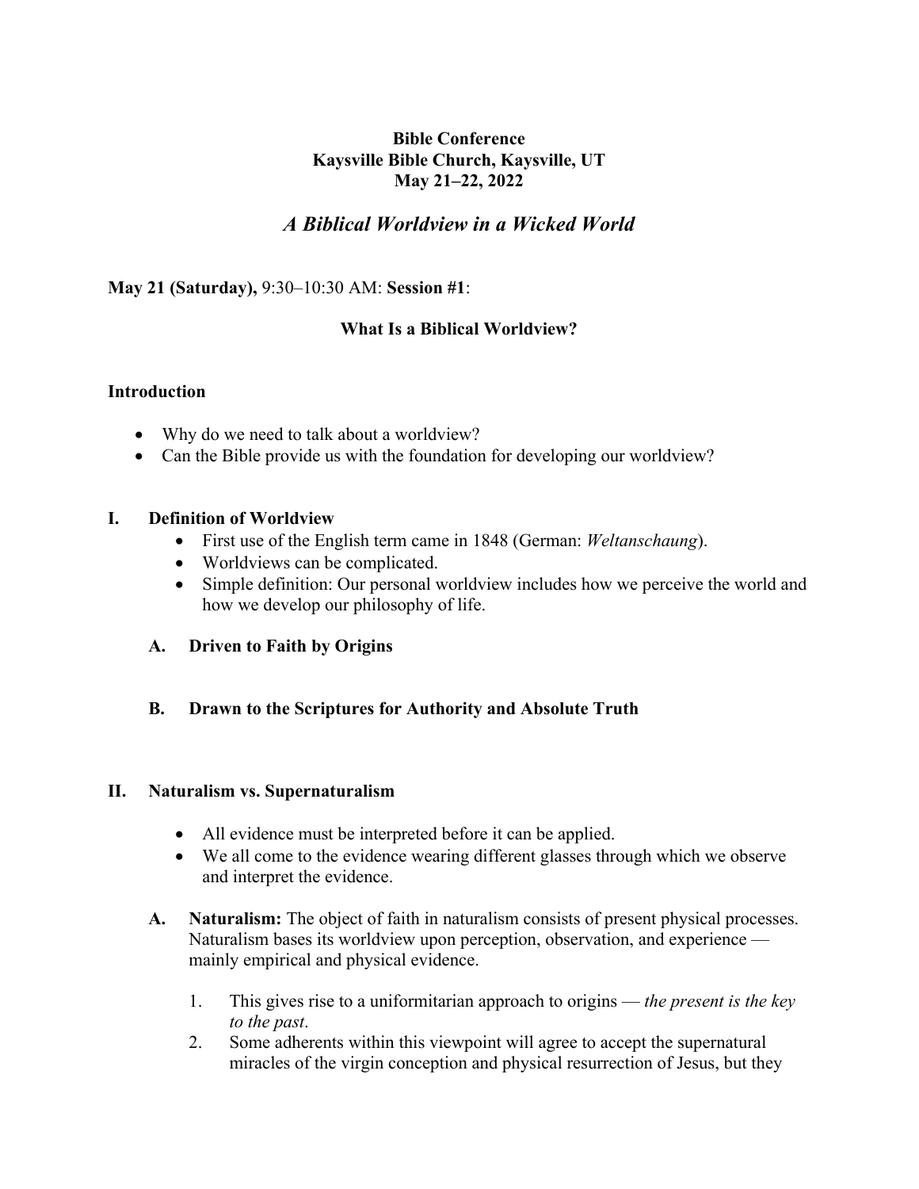**Bible Conference**
**Kaysville Bible Church, Kaysville, UT**
**May 21–22, 2022**

# *A Biblical Worldview in a Wicked World*

**May 21 (Saturday),** 9:30–10:30 AM: **Session #1**:

## What Is a Biblical Worldview?

### Introduction

- Why do we need to talk about a worldview?
- Can the Bible provide us with the foundation for developing our worldview?

### I. Definition of Worldview

- First use of the English term came in 1848 (German: *Weltanschaung*).
- Worldviews can be complicated.
- Simple definition: Our personal worldview includes how we perceive the world and how we develop our philosophy of life.

#### A. Driven to Faith by Origins

#### B. Drawn to the Scriptures for Authority and Absolute Truth

### II. Naturalism vs. Supernaturalism

- All evidence must be interpreted before it can be applied.
- We all come to the evidence wearing different glasses through which we observe and interpret the evidence.

**A. Naturalism:** The object of faith in naturalism consists of present physical processes. Naturalism bases its worldview upon perception, observation, and experience — mainly empirical and physical evidence.

1. This gives rise to a uniformitarian approach to origins — *the present is the key to the past*.
2. Some adherents within this viewpoint will agree to accept the supernatural miracles of the virgin conception and physical resurrection of Jesus, but they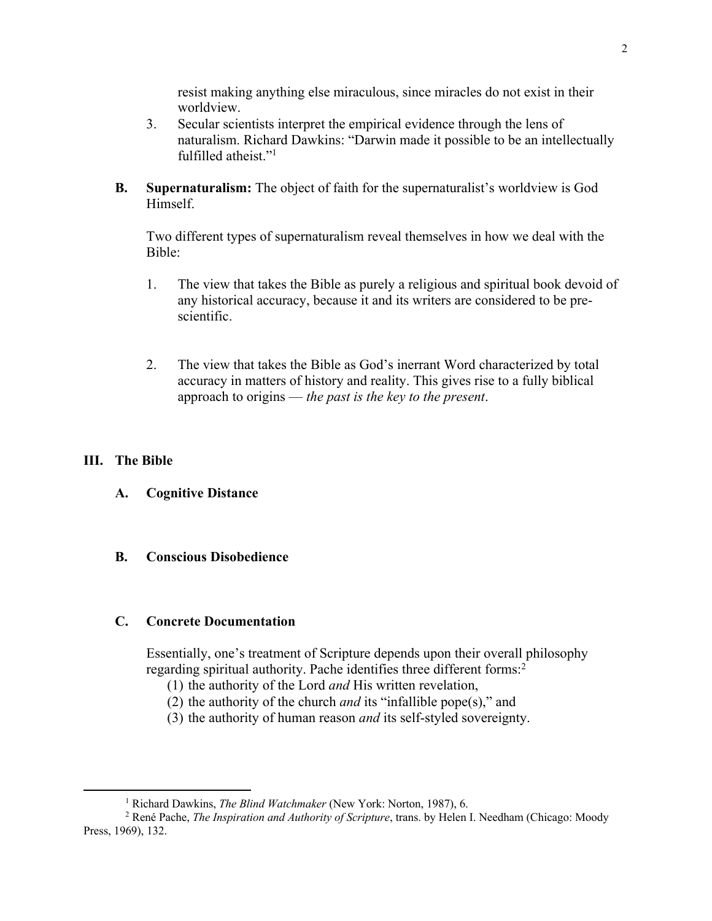resist making anything else miraculous, since miracles do not exist in their worldview.

3. Secular scientists interpret the empirical evidence through the lens of naturalism. Richard Dawkins: "Darwin made it possible to be an intellectually fulfilled atheist."[1]

**B. Supernaturalism:** The object of faith for the supernaturalist's worldview is God Himself.

Two different types of supernaturalism reveal themselves in how we deal with the Bible:

1. The view that takes the Bible as purely a religious and spiritual book devoid of any historical accuracy, because it and its writers are considered to be pre-scientific.

2. The view that takes the Bible as God's inerrant Word characterized by total accuracy in matters of history and reality. This gives rise to a fully biblical approach to origins — *the past is the key to the present*.

## III. The Bible

### A. Cognitive Distance

### B. Conscious Disobedience

### C. Concrete Documentation

Essentially, one's treatment of Scripture depends upon their overall philosophy regarding spiritual authority. Pache identifies three different forms:[2]

(1) the authority of the Lord *and* His written revelation,
(2) the authority of the church *and* its "infallible pope(s)," and
(3) the authority of human reason *and* its self-styled sovereignty.

---

[1] Richard Dawkins, *The Blind Watchmaker* (New York: Norton, 1987), 6.

[2] René Pache, *The Inspiration and Authority of Scripture*, trans. by Helen I. Needham (Chicago: Moody Press, 1969), 132.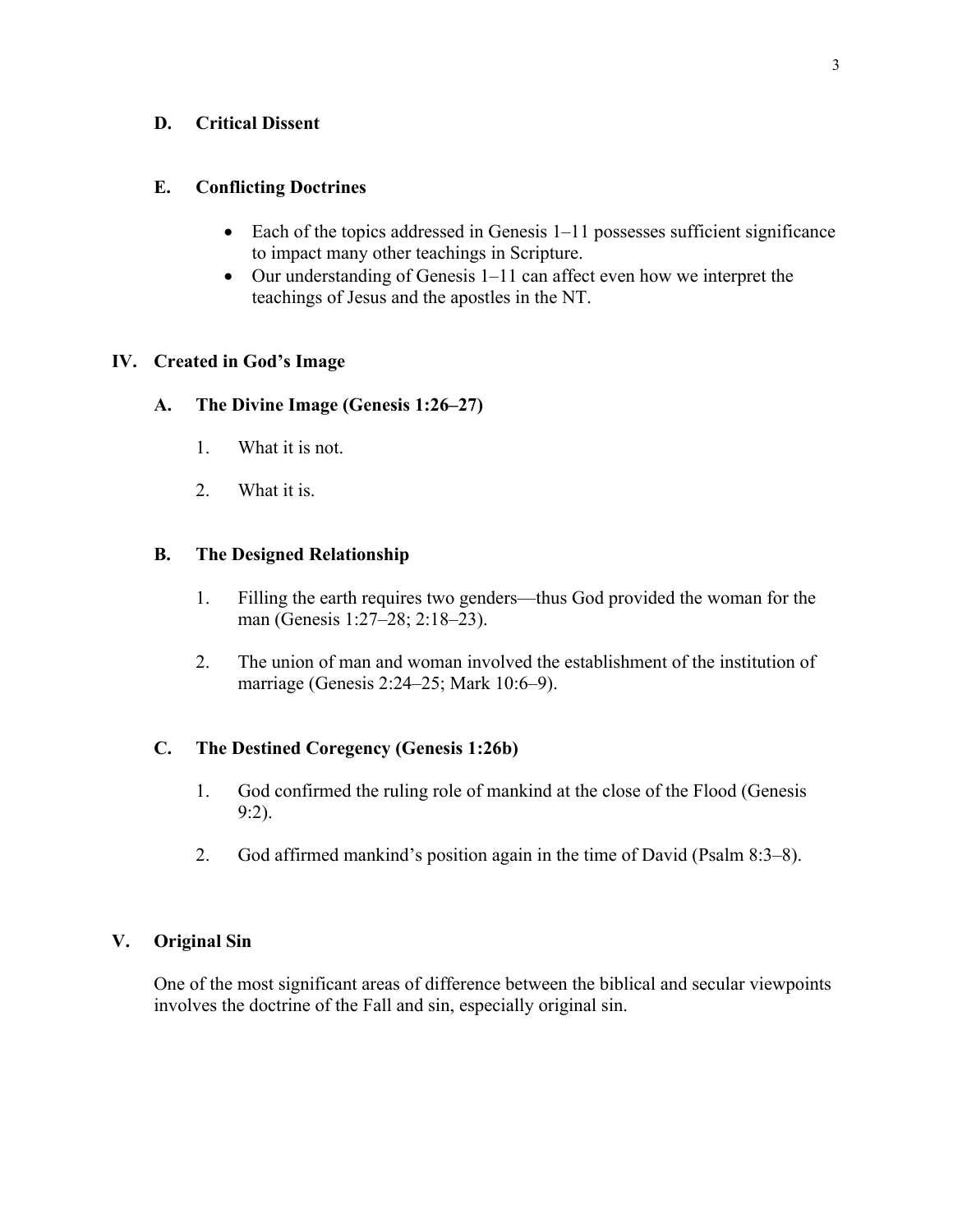### D. Critical Dissent

### E. Conflicting Doctrines

- Each of the topics addressed in Genesis 1–11 possesses sufficient significance to impact many other teachings in Scripture.
- Our understanding of Genesis 1–11 can affect even how we interpret the teachings of Jesus and the apostles in the NT.

## IV. Created in God's Image

### A. The Divine Image (Genesis 1:26–27)

1. What it is not.

2. What it is.

### B. The Designed Relationship

1. Filling the earth requires two genders—thus God provided the woman for the man (Genesis 1:27–28; 2:18–23).

2. The union of man and woman involved the establishment of the institution of marriage (Genesis 2:24–25; Mark 10:6–9).

### C. The Destined Coregency (Genesis 1:26b)

1. God confirmed the ruling role of mankind at the close of the Flood (Genesis 9:2).

2. God affirmed mankind's position again in the time of David (Psalm 8:3–8).

## V. Original Sin

One of the most significant areas of difference between the biblical and secular viewpoints involves the doctrine of the Fall and sin, especially original sin.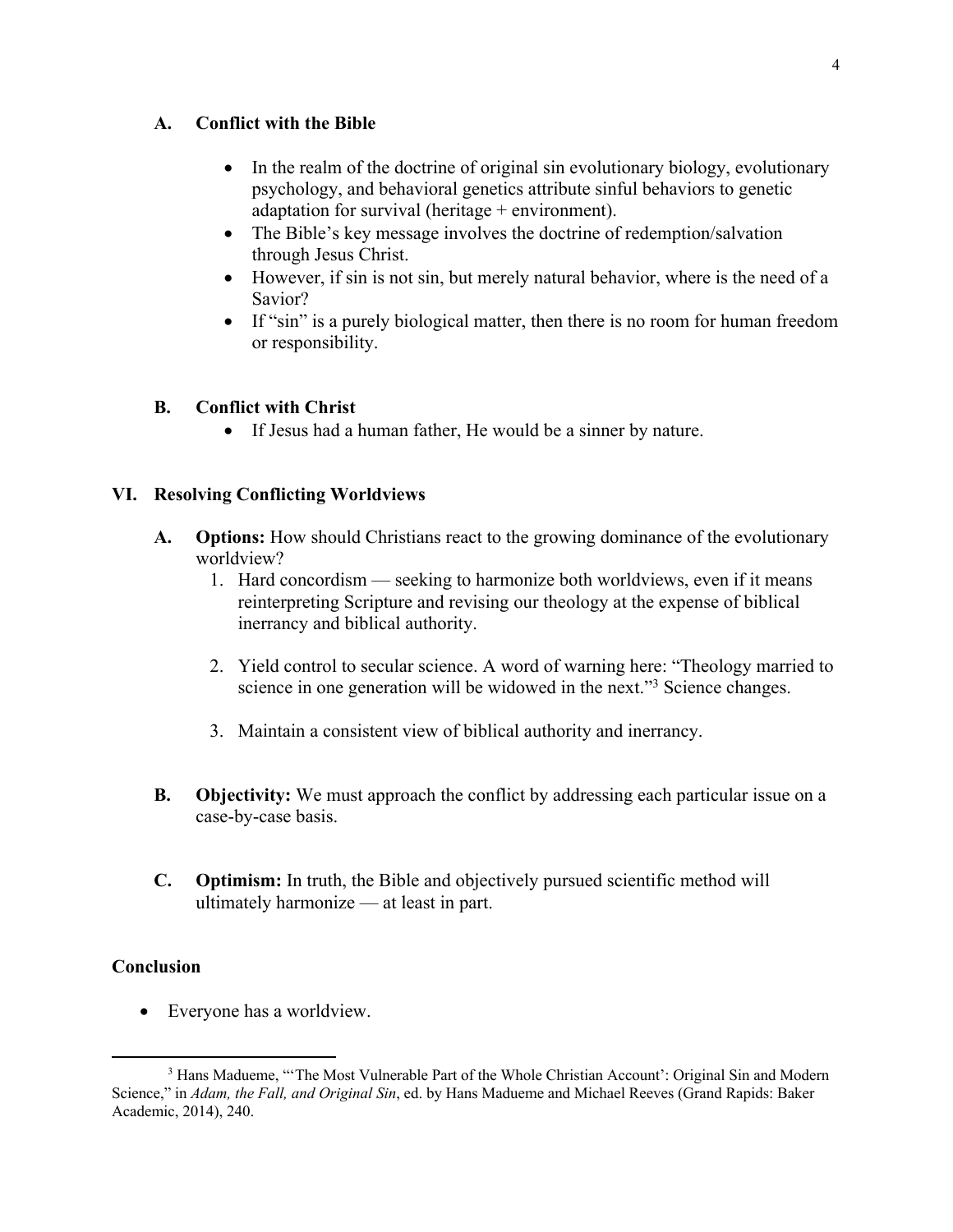### A. Conflict with the Bible

- In the realm of the doctrine of original sin evolutionary biology, evolutionary psychology, and behavioral genetics attribute sinful behaviors to genetic adaptation for survival (heritage + environment).
- The Bible's key message involves the doctrine of redemption/salvation through Jesus Christ.
- However, if sin is not sin, but merely natural behavior, where is the need of a Savior?
- If "sin" is a purely biological matter, then there is no room for human freedom or responsibility.

### B. Conflict with Christ

- If Jesus had a human father, He would be a sinner by nature.

## VI. Resolving Conflicting Worldviews

### A. **Options:** How should Christians react to the growing dominance of the evolutionary worldview?

1. Hard concordism — seeking to harmonize both worldviews, even if it means reinterpreting Scripture and revising our theology at the expense of biblical inerrancy and biblical authority.

2. Yield control to secular science. A word of warning here: "Theology married to science in one generation will be widowed in the next."[3] Science changes.

3. Maintain a consistent view of biblical authority and inerrancy.

### B. **Objectivity:** We must approach the conflict by addressing each particular issue on a case-by-case basis.

### C. **Optimism:** In truth, the Bible and objectively pursued scientific method will ultimately harmonize — at least in part.

## Conclusion

- Everyone has a worldview.

---

[3] Hans Madueme, "'The Most Vulnerable Part of the Whole Christian Account': Original Sin and Modern Science," in *Adam, the Fall, and Original Sin*, ed. by Hans Madueme and Michael Reeves (Grand Rapids: Baker Academic, 2014), 240.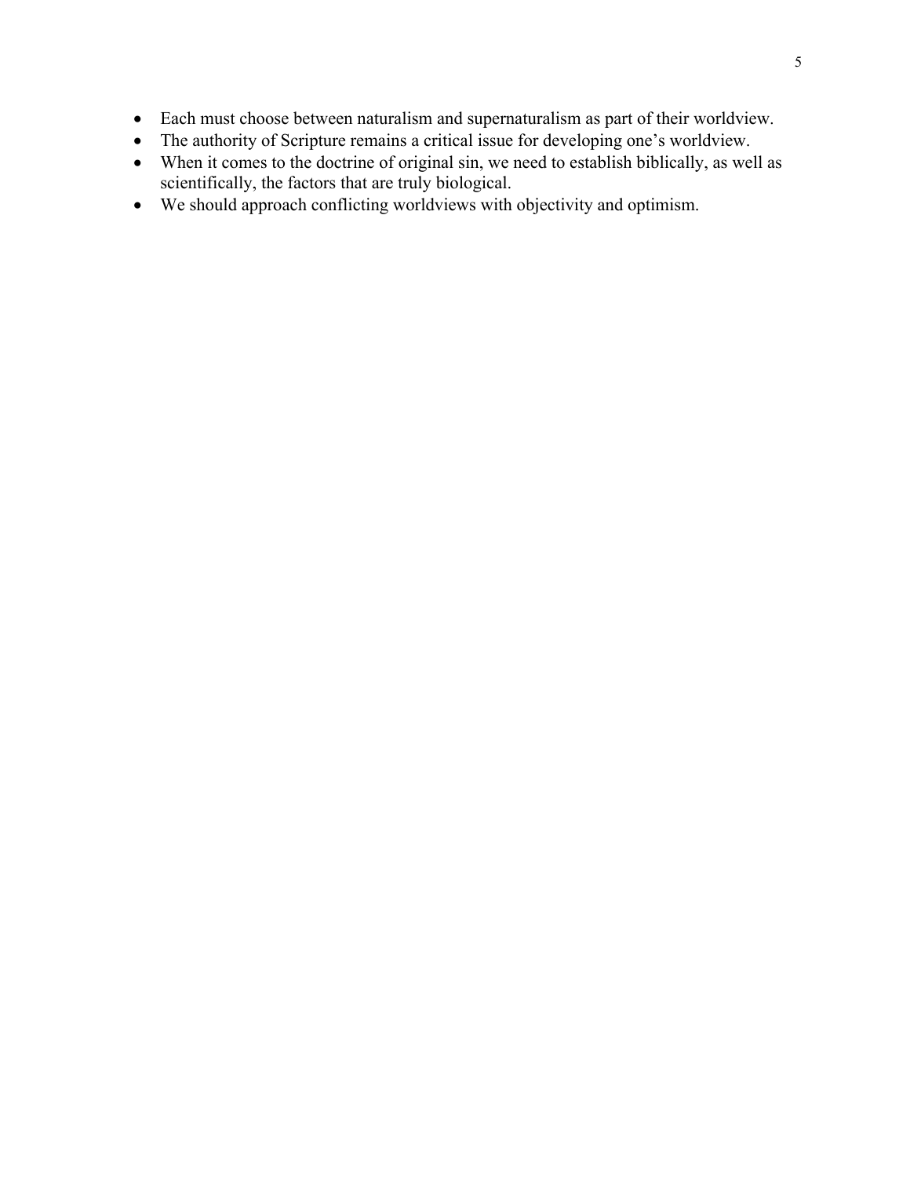- Each must choose between naturalism and supernaturalism as part of their worldview.
- The authority of Scripture remains a critical issue for developing one's worldview.
- When it comes to the doctrine of original sin, we need to establish biblically, as well as scientifically, the factors that are truly biological.
- We should approach conflicting worldviews with objectivity and optimism.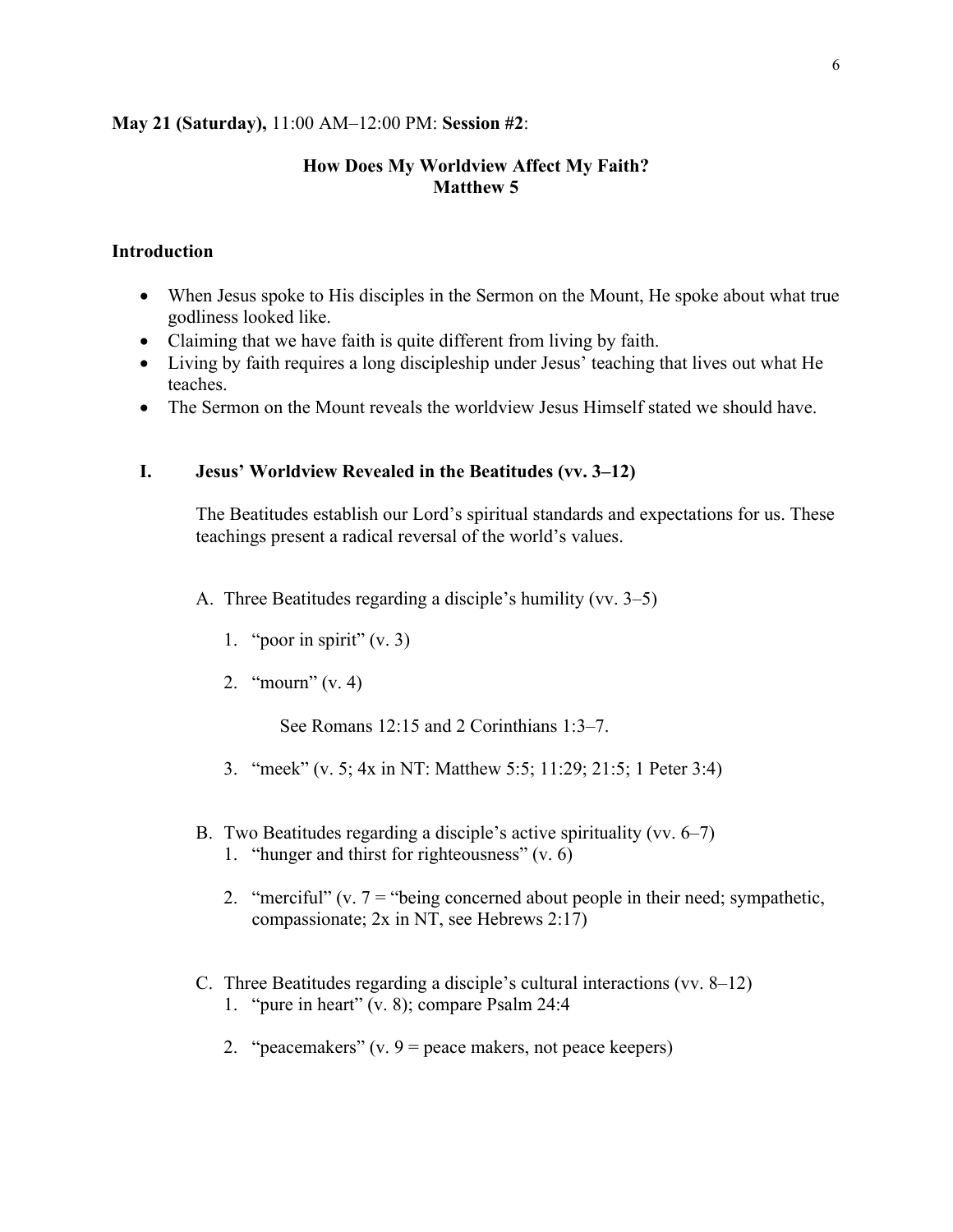**May 21 (Saturday),** 11:00 AM–12:00 PM: **Session #2**:

## How Does My Worldview Affect My Faith?
## Matthew 5

### Introduction

- When Jesus spoke to His disciples in the Sermon on the Mount, He spoke about what true godliness looked like.
- Claiming that we have faith is quite different from living by faith.
- Living by faith requires a long discipleship under Jesus' teaching that lives out what He teaches.
- The Sermon on the Mount reveals the worldview Jesus Himself stated we should have.

### I. Jesus' Worldview Revealed in the Beatitudes (vv. 3–12)

The Beatitudes establish our Lord's spiritual standards and expectations for us. These teachings present a radical reversal of the world's values.

A. Three Beatitudes regarding a disciple's humility (vv. 3–5)

1. "poor in spirit" (v. 3)

2. "mourn" (v. 4)

   See Romans 12:15 and 2 Corinthians 1:3–7.

3. "meek" (v. 5; 4x in NT: Matthew 5:5; 11:29; 21:5; 1 Peter 3:4)

B. Two Beatitudes regarding a disciple's active spirituality (vv. 6–7)

1. "hunger and thirst for righteousness" (v. 6)

2. "merciful" (v. 7 = "being concerned about people in their need; sympathetic, compassionate; 2x in NT, see Hebrews 2:17)

C. Three Beatitudes regarding a disciple's cultural interactions (vv. 8–12)

1. "pure in heart" (v. 8); compare Psalm 24:4

2. "peacemakers" (v. 9 = peace makers, not peace keepers)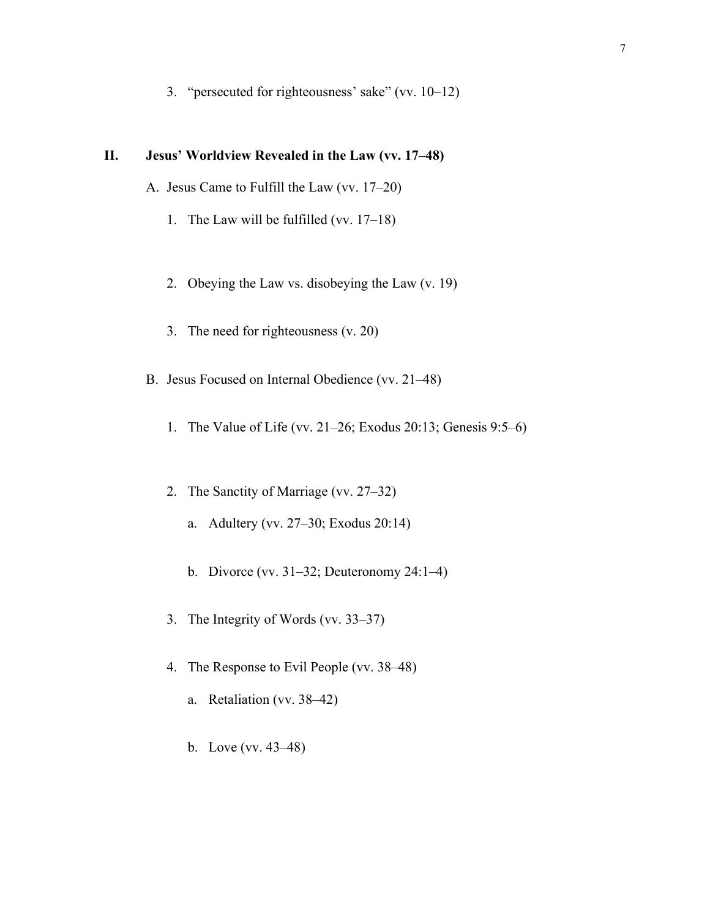3. "persecuted for righteousness' sake" (vv. 10–12)

## II. Jesus' Worldview Revealed in the Law (vv. 17–48)

A. Jesus Came to Fulfill the Law (vv. 17–20)

1. The Law will be fulfilled (vv. 17–18)

2. Obeying the Law vs. disobeying the Law (v. 19)

3. The need for righteousness (v. 20)

B. Jesus Focused on Internal Obedience (vv. 21–48)

1. The Value of Life (vv. 21–26; Exodus 20:13; Genesis 9:5–6)

2. The Sanctity of Marriage (vv. 27–32)

   a. Adultery (vv. 27–30; Exodus 20:14)

   b. Divorce (vv. 31–32; Deuteronomy 24:1–4)

3. The Integrity of Words (vv. 33–37)

4. The Response to Evil People (vv. 38–48)

   a. Retaliation (vv. 38–42)

   b. Love (vv. 43–48)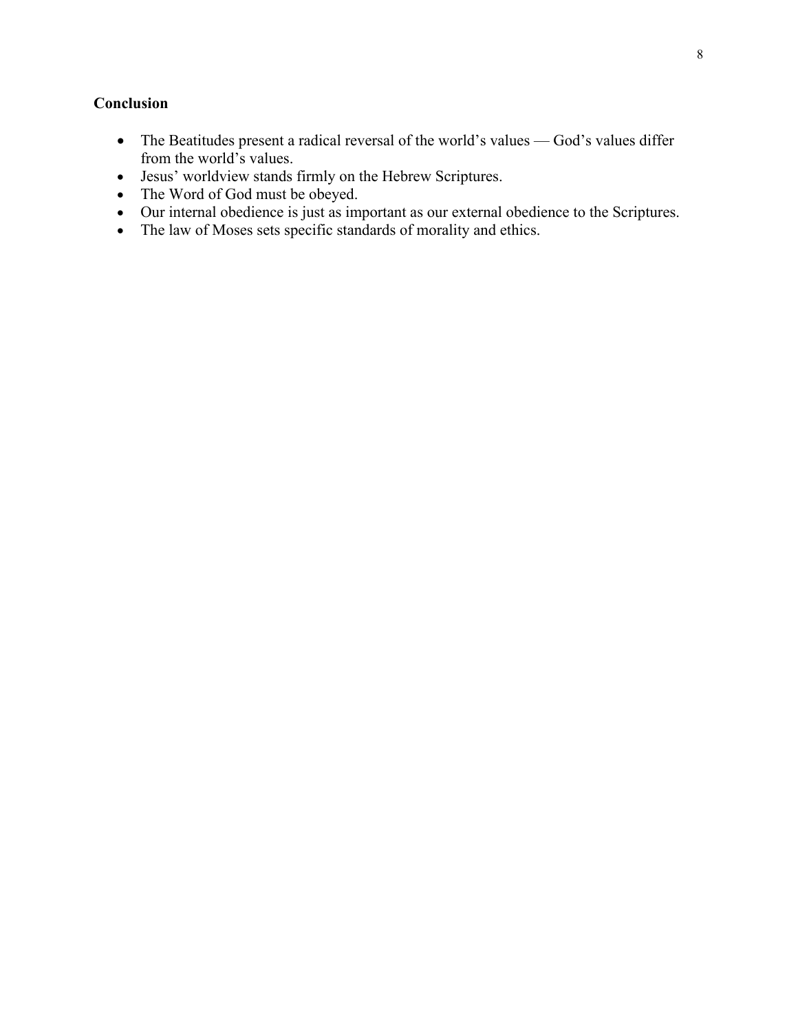**Conclusion**

- The Beatitudes present a radical reversal of the world's values — God's values differ from the world's values.
- Jesus' worldview stands firmly on the Hebrew Scriptures.
- The Word of God must be obeyed.
- Our internal obedience is just as important as our external obedience to the Scriptures.
- The law of Moses sets specific standards of morality and ethics.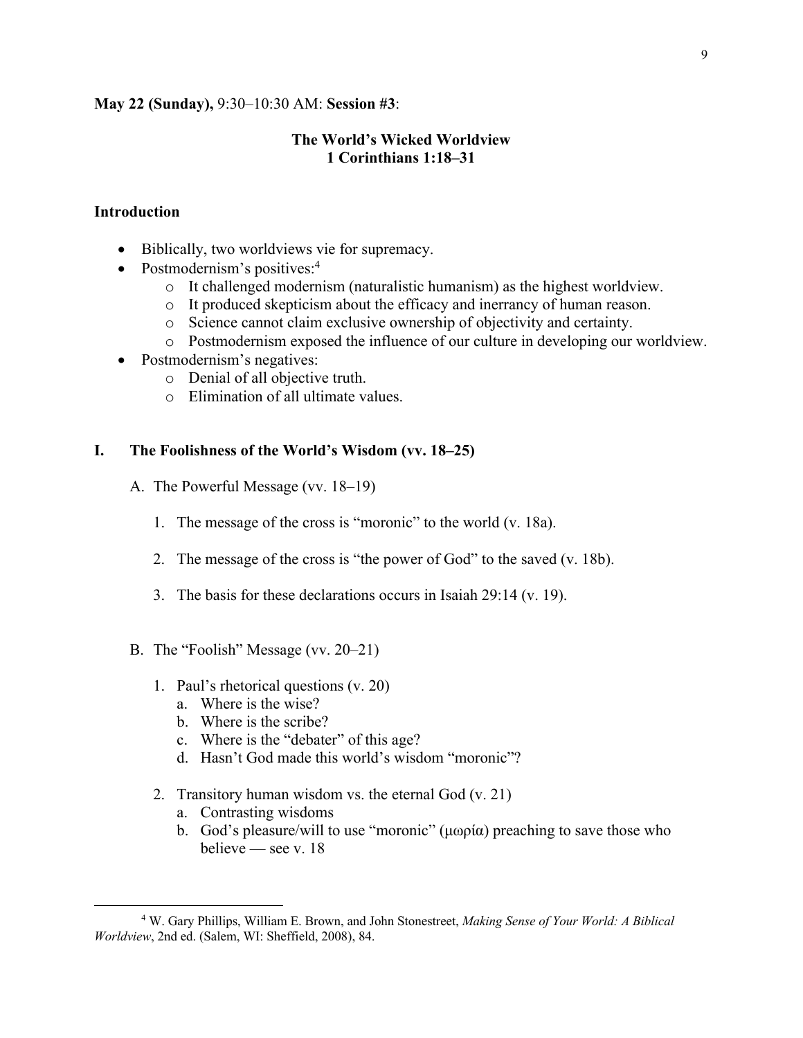**May 22 (Sunday),** 9:30–10:30 AM: **Session #3**:

## The World's Wicked Worldview
## 1 Corinthians 1:18–31

### Introduction

- Biblically, two worldviews vie for supremacy.
- Postmodernism's positives:[4]
    - It challenged modernism (naturalistic humanism) as the highest worldview.
    - It produced skepticism about the efficacy and inerrancy of human reason.
    - Science cannot claim exclusive ownership of objectivity and certainty.
    - Postmodernism exposed the influence of our culture in developing our worldview.
- Postmodernism's negatives:
    - Denial of all objective truth.
    - Elimination of all ultimate values.

### I. The Foolishness of the World's Wisdom (vv. 18–25)

A. The Powerful Message (vv. 18–19)

1. The message of the cross is "moronic" to the world (v. 18a).

2. The message of the cross is "the power of God" to the saved (v. 18b).

3. The basis for these declarations occurs in Isaiah 29:14 (v. 19).

B. The "Foolish" Message (vv. 20–21)

1. Paul's rhetorical questions (v. 20)
    a. Where is the wise?
    b. Where is the scribe?
    c. Where is the "debater" of this age?
    d. Hasn't God made this world's wisdom "moronic"?

2. Transitory human wisdom vs. the eternal God (v. 21)
    a. Contrasting wisdoms
    b. God's pleasure/will to use "moronic" (μωρία) preaching to save those who believe — see v. 18

---

[4] W. Gary Phillips, William E. Brown, and John Stonestreet, *Making Sense of Your World: A Biblical Worldview*, 2nd ed. (Salem, WI: Sheffield, 2008), 84.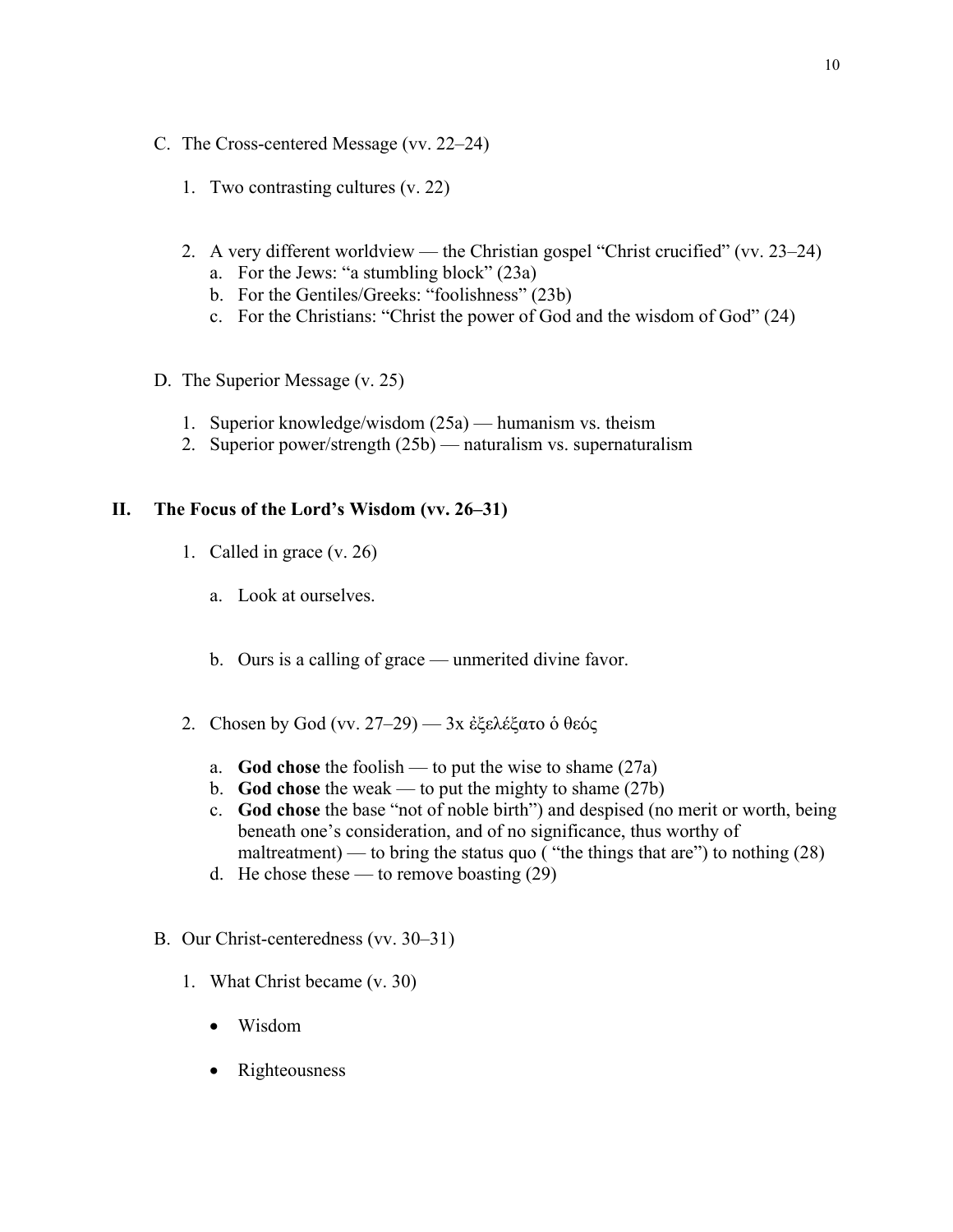C. The Cross-centered Message (vv. 22–24)

1. Two contrasting cultures (v. 22)

2. A very different worldview — the Christian gospel "Christ crucified" (vv. 23–24)
   a. For the Jews: "a stumbling block" (23a)
   b. For the Gentiles/Greeks: "foolishness" (23b)
   c. For the Christians: "Christ the power of God and the wisdom of God" (24)

D. The Superior Message (v. 25)

1. Superior knowledge/wisdom (25a) — humanism vs. theism
2. Superior power/strength (25b) — naturalism vs. supernaturalism

## II. The Focus of the Lord's Wisdom (vv. 26–31)

1. Called in grace (v. 26)

   a. Look at ourselves.

   b. Ours is a calling of grace — unmerited divine favor.

2. Chosen by God (vv. 27–29) — 3x ἐξελέξατο ὁ θεός

   a. **God chose** the foolish — to put the wise to shame (27a)
   b. **God chose** the weak — to put the mighty to shame (27b)
   c. **God chose** the base "not of noble birth") and despised (no merit or worth, being beneath one's consideration, and of no significance, thus worthy of maltreatment) — to bring the status quo ( "the things that are") to nothing (28)
   d. He chose these — to remove boasting (29)

B. Our Christ-centeredness (vv. 30–31)

1. What Christ became (v. 30)

   - Wisdom

   - Righteousness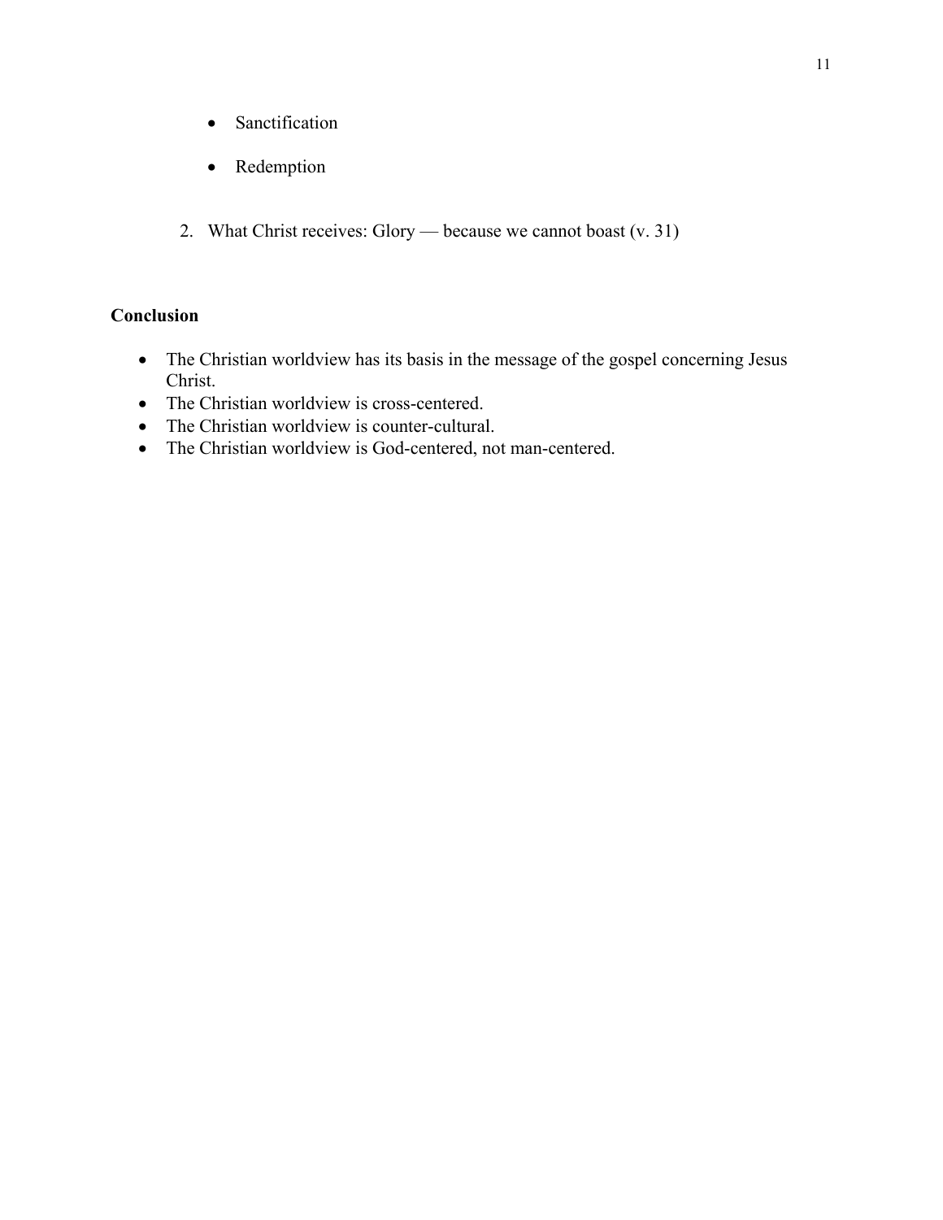- Sanctification
    - Redemption

2. What Christ receives: Glory — because we cannot boast (v. 31)

**Conclusion**

- The Christian worldview has its basis in the message of the gospel concerning Jesus Christ.
- The Christian worldview is cross-centered.
- The Christian worldview is counter-cultural.
- The Christian worldview is God-centered, not man-centered.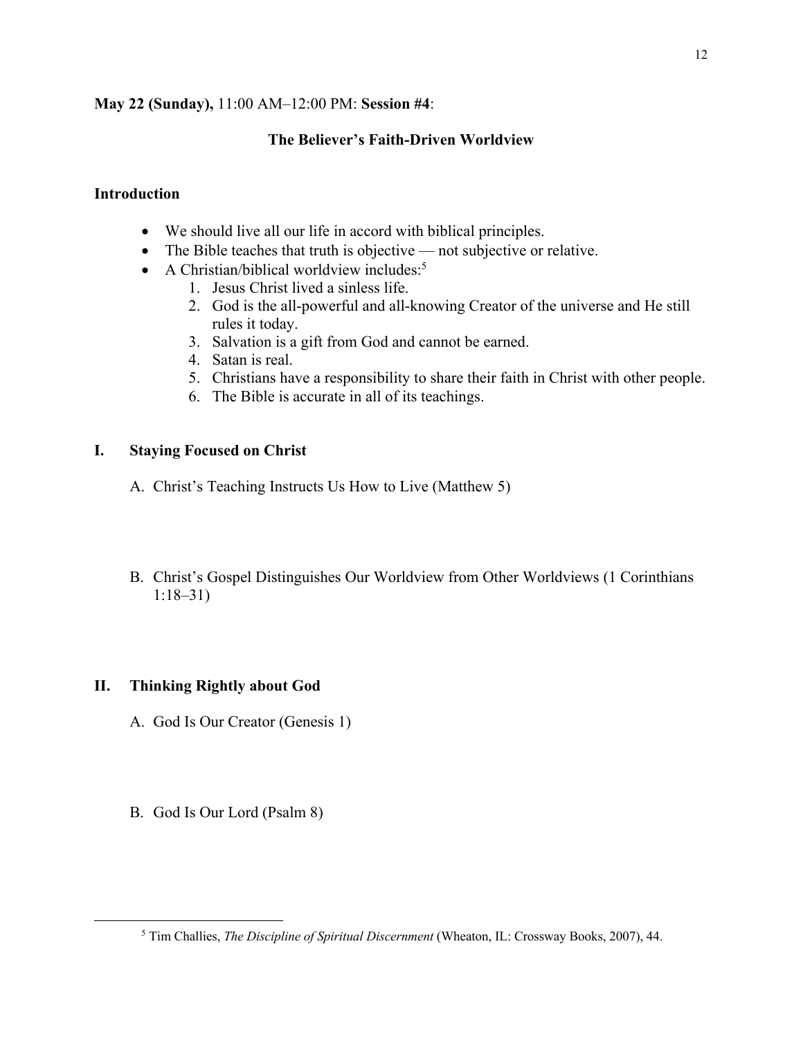**May 22 (Sunday),** 11:00 AM–12:00 PM: **Session #4**:

## The Believer's Faith-Driven Worldview

### Introduction

- We should live all our life in accord with biblical principles.
- The Bible teaches that truth is objective — not subjective or relative.
- A Christian/biblical worldview includes:[5]
  1. Jesus Christ lived a sinless life.
  2. God is the all-powerful and all-knowing Creator of the universe and He still rules it today.
  3. Salvation is a gift from God and cannot be earned.
  4. Satan is real.
  5. Christians have a responsibility to share their faith in Christ with other people.
  6. The Bible is accurate in all of its teachings.

### I. Staying Focused on Christ

A. Christ's Teaching Instructs Us How to Live (Matthew 5)

B. Christ's Gospel Distinguishes Our Worldview from Other Worldviews (1 Corinthians 1:18–31)

### II. Thinking Rightly about God

A. God Is Our Creator (Genesis 1)

B. God Is Our Lord (Psalm 8)

---

[5] Tim Challies, *The Discipline of Spiritual Discernment* (Wheaton, IL: Crossway Books, 2007), 44.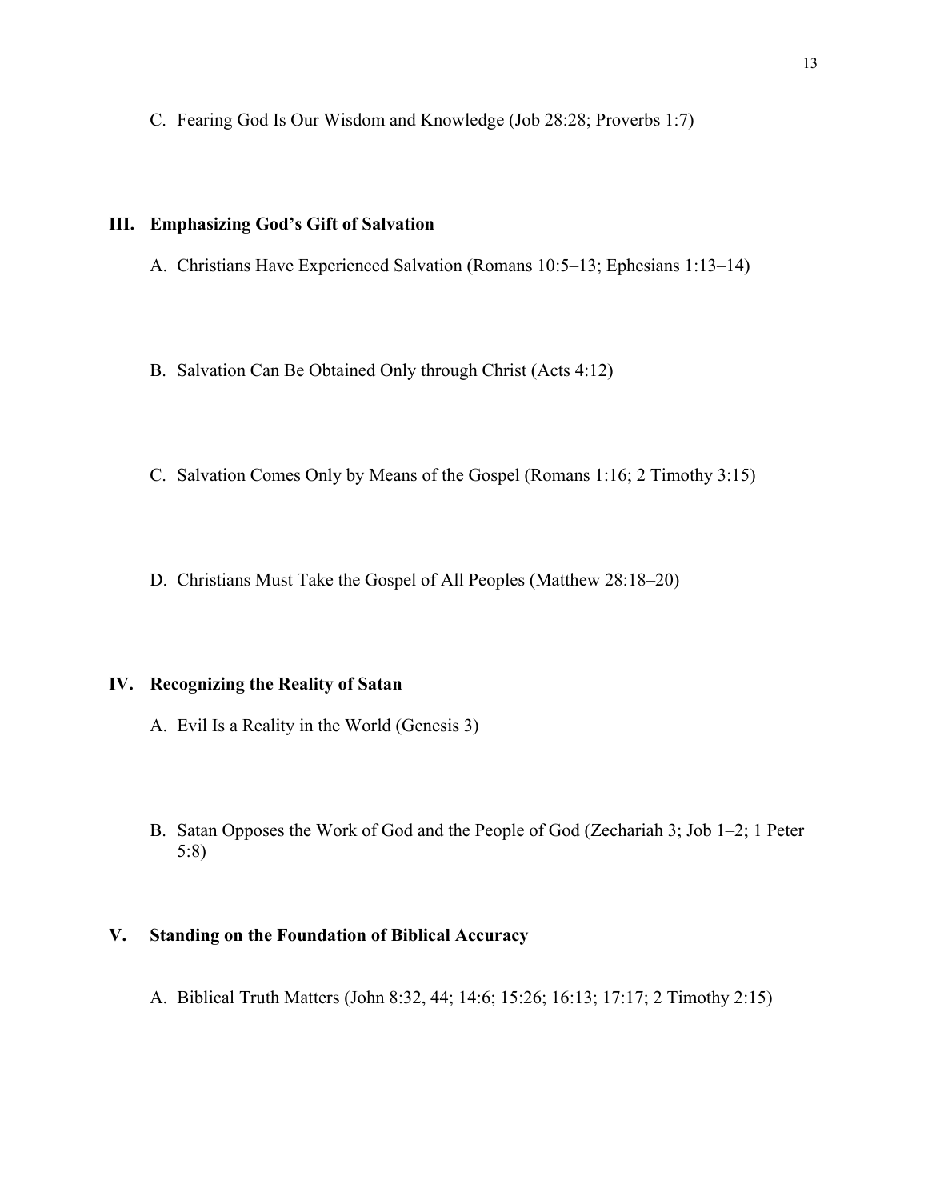C. Fearing God Is Our Wisdom and Knowledge (Job 28:28; Proverbs 1:7)

## III. Emphasizing God's Gift of Salvation

A. Christians Have Experienced Salvation (Romans 10:5–13; Ephesians 1:13–14)

B. Salvation Can Be Obtained Only through Christ (Acts 4:12)

C. Salvation Comes Only by Means of the Gospel (Romans 1:16; 2 Timothy 3:15)

D. Christians Must Take the Gospel of All Peoples (Matthew 28:18–20)

## IV. Recognizing the Reality of Satan

A. Evil Is a Reality in the World (Genesis 3)

B. Satan Opposes the Work of God and the People of God (Zechariah 3; Job 1–2; 1 Peter 5:8)

## V. Standing on the Foundation of Biblical Accuracy

A. Biblical Truth Matters (John 8:32, 44; 14:6; 15:26; 16:13; 17:17; 2 Timothy 2:15)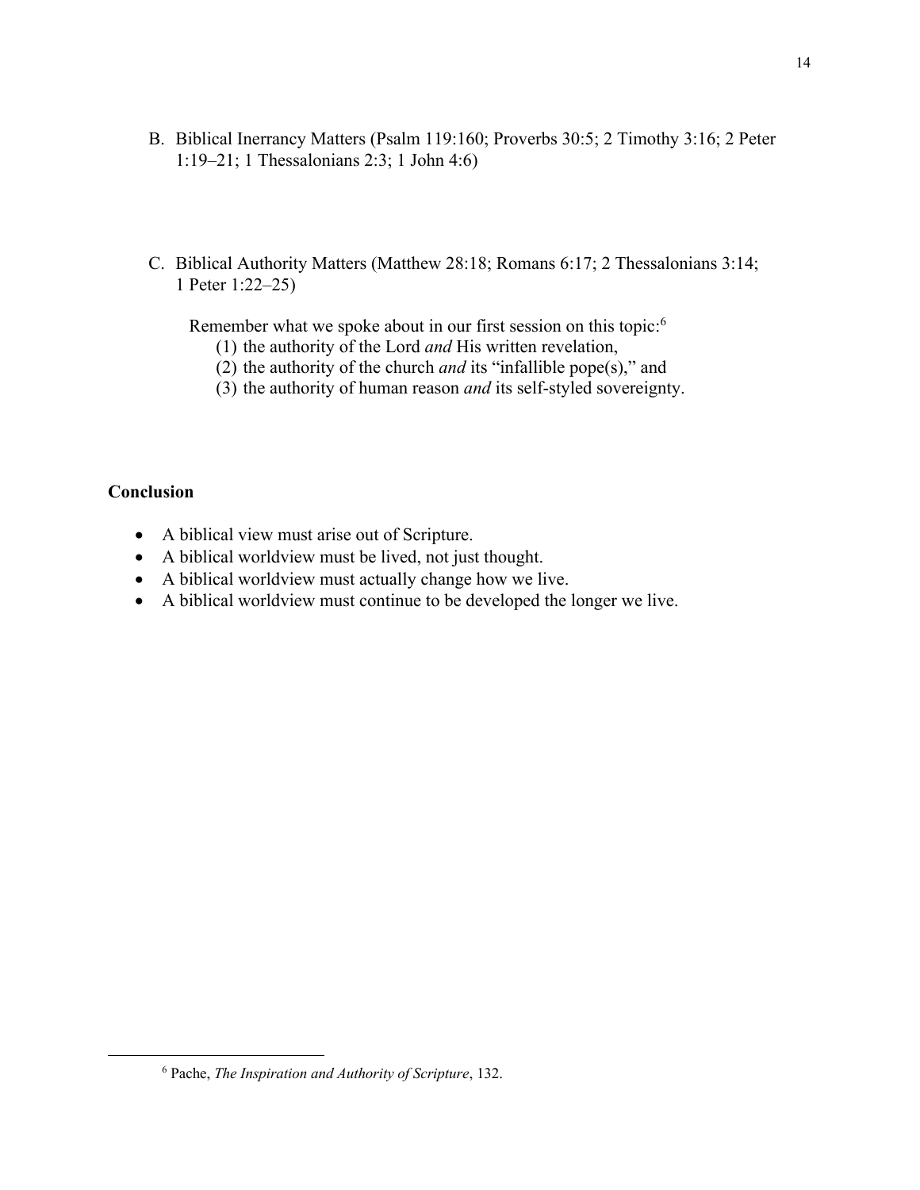B. Biblical Inerrancy Matters (Psalm 119:160; Proverbs 30:5; 2 Timothy 3:16; 2 Peter 1:19–21; 1 Thessalonians 2:3; 1 John 4:6)

C. Biblical Authority Matters (Matthew 28:18; Romans 6:17; 2 Thessalonians 3:14; 1 Peter 1:22–25)

Remember what we spoke about in our first session on this topic:[6]

(1) the authority of the Lord *and* His written revelation,
(2) the authority of the church *and* its "infallible pope(s)," and
(3) the authority of human reason *and* its self-styled sovereignty.

**Conclusion**

- A biblical view must arise out of Scripture.
- A biblical worldview must be lived, not just thought.
- A biblical worldview must actually change how we live.
- A biblical worldview must continue to be developed the longer we live.

---

[6] Pache, *The Inspiration and Authority of Scripture*, 132.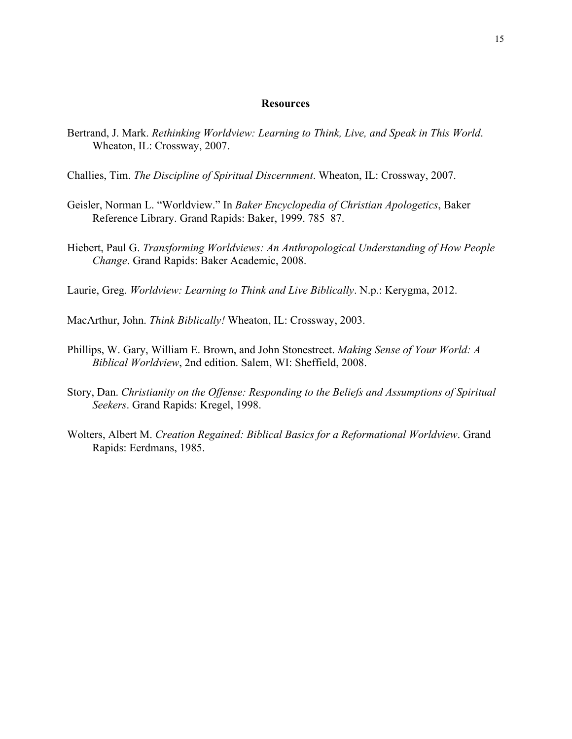## Resources

Bertrand, J. Mark. *Rethinking Worldview: Learning to Think, Live, and Speak in This World*. Wheaton, IL: Crossway, 2007.

Challies, Tim. *The Discipline of Spiritual Discernment*. Wheaton, IL: Crossway, 2007.

Geisler, Norman L. "Worldview." In *Baker Encyclopedia of Christian Apologetics*, Baker Reference Library. Grand Rapids: Baker, 1999. 785–87.

Hiebert, Paul G. *Transforming Worldviews: An Anthropological Understanding of How People Change*. Grand Rapids: Baker Academic, 2008.

Laurie, Greg. *Worldview: Learning to Think and Live Biblically*. N.p.: Kerygma, 2012.

MacArthur, John. *Think Biblically!* Wheaton, IL: Crossway, 2003.

Phillips, W. Gary, William E. Brown, and John Stonestreet. *Making Sense of Your World: A Biblical Worldview*, 2nd edition. Salem, WI: Sheffield, 2008.

Story, Dan. *Christianity on the Offense: Responding to the Beliefs and Assumptions of Spiritual Seekers*. Grand Rapids: Kregel, 1998.

Wolters, Albert M. *Creation Regained: Biblical Basics for a Reformational Worldview*. Grand Rapids: Eerdmans, 1985.